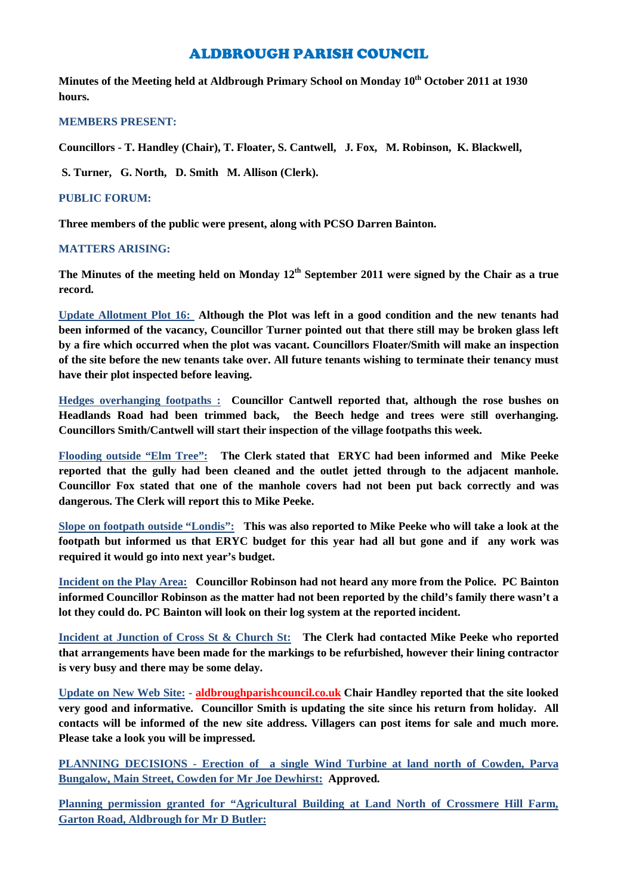# ALDBROUGH PARISH COUNCIL

**Minutes of the Meeting held at Aldbrough Primary School on Monday 10th October 2011 at 1930 hours.**

## MEMBERS PRESENT:

**Councillors - T. Handley (Chair), T. Floater, S. Cantwell, J. Fox, M. Robinson, K. Blackwell,**

**S. Turner, G. North, D. Smith M. Allison (Clerk).**

## PUBLIC FORUM:

**Three members of the public were present, along with PCSO Darren Bainton.**

## MATTERS ARISING:

**The Minutes of the meeting held on Monday 12th September 2011 were signed by the Chair as a true record.**

**Update Allotment Plot 16:** **Although the Plot was left in a good condition and the new tenants had been informed of the vacancy, Councillor Turner pointed out that there still may be broken glass left by a fire which occurred when the plot was vacant. Councillors Floater/Smith will make an inspection of the site before the new tenants take over. All future tenants wishing to terminate their tenancy must have their plot inspected before leaving.**

**Hedges overhanging footpaths :** **Councillor Cantwell reported that, although the rose bushes on Headlands Road had been trimmed back, the Beech hedge and trees were still overhanging. Councillors Smith/Cantwell will start their inspection of the village footpaths this week.**

**Flooding outside "Elm Tree":** **The Clerk stated that ERYC had been informed and Mike Peeke reported that the gully had been cleaned and the outlet jetted through to the adjacent manhole. Councillor Fox stated that one of the manhole covers had not been put back correctly and was dangerous. The Clerk will report this to Mike Peeke.**

**Slope on footpath outside "Londis":** **This was also reported to Mike Peeke who will take a look at the footpath but informed us that ERYC budget for this year had all but gone and if any work was required it would go into next year's budget.**

**Incident on the Play Area:** **Councillor Robinson had not heard any more from the Police. PC Bainton informed Councillor Robinson as the matter had not been reported by the child's family there wasn't a lot they could do. PC Bainton will look on their log system at the reported incident.**

**Incident at Junction of Cross St & Church St:** **The Clerk had contacted Mike Peeke who reported that arrangements have been made for the markings to be refurbished, however their lining contractor is very busy and there may be some delay.**

**Update on New Web Site:** - **aldbroughparishcouncil.co.uk** **Chair Handley reported that the site looked very good and informative. Councillor Smith is updating the site since his return from holiday. All contacts will be informed of the new site address. Villagers can post items for sale and much more. Please take a look you will be impressed.**

**PLANNING DECISIONS - Erection of a single Wind Turbine at land north of Cowden, Parva Bungalow, Main Street, Cowden for Mr Joe Dewhirst:** **Approved.**

**Planning permission granted for "Agricultural Building at Land North of Crossmere Hill Farm, Garton Road, Aldbrough for Mr D Butler:**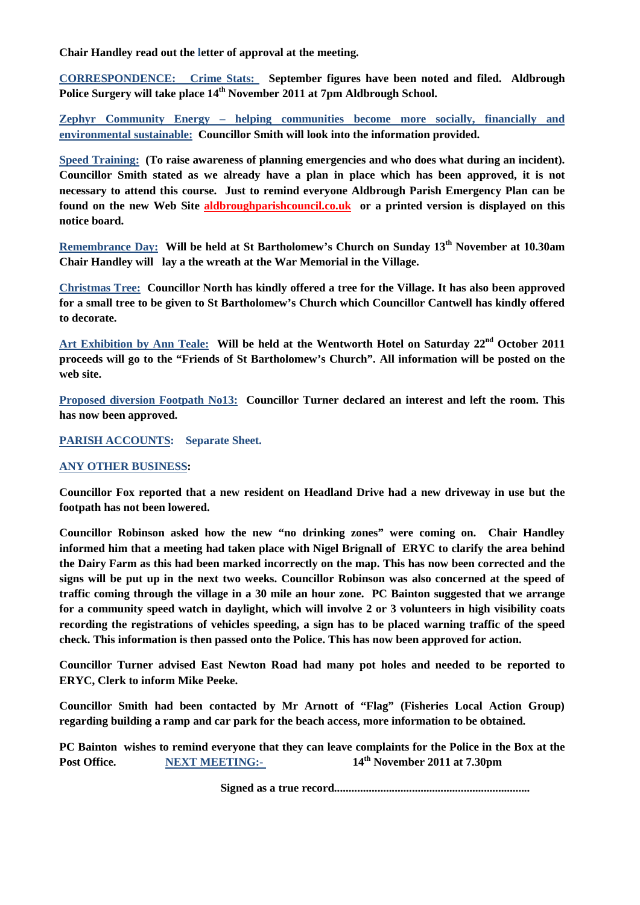**Chair Handley read out the letter of approval at the meeting.**

**CORRESPONDENCE: Crime Stats:** **September figures have been noted and filed. Aldbrough Police Surgery will take place 14th November 2011 at 7pm Aldbrough School.**

**Zephyr Community Energy – helping communities become more socially, financially and environmental sustainable:** **Councillor Smith will look into the information provided.**

**Speed Training:** **(To raise awareness of planning emergencies and who does what during an incident). Councillor Smith stated as we already have a plan in place which has been approved, it is not necessary to attend this course. Just to remind everyone Aldbrough Parish Emergency Plan can be found on the new Web Site aldbroughparishcouncil.co.uk or a printed version is displayed on this notice board.**

**Remembrance Day:** **Will be held at St Bartholomew's Church on Sunday 13th November at 10.30am Chair Handley will lay a the wreath at the War Memorial in the Village.**

**Christmas Tree:** **Councillor North has kindly offered a tree for the Village. It has also been approved for a small tree to be given to St Bartholomew's Church which Councillor Cantwell has kindly offered to decorate.**

**Art Exhibition by Ann Teale:** **Will be held at the Wentworth Hotel on Saturday 22nd October 2011 proceeds will go to the "Friends of St Bartholomew's Church". All information will be posted on the web site.**

**Proposed diversion Footpath No13:** **Councillor Turner declared an interest and left the room. This has now been approved.**

**PARISH ACCOUNTS:** **Separate Sheet.**

**ANY OTHER BUSINESS:**

**Councillor Fox reported that a new resident on Headland Drive had a new driveway in use but the footpath has not been lowered.**

**Councillor Robinson asked how the new "no drinking zones" were coming on. Chair Handley informed him that a meeting had taken place with Nigel Brignall of ERYC to clarify the area behind the Dairy Farm as this had been marked incorrectly on the map. This has now been corrected and the signs will be put up in the next two weeks. Councillor Robinson was also concerned at the speed of traffic coming through the village in a 30 mile an hour zone. PC Bainton suggested that we arrange for a community speed watch in daylight, which will involve 2 or 3 volunteers in high visibility coats recording the registrations of vehicles speeding, a sign has to be placed warning traffic of the speed check. This information is then passed onto the Police. This has now been approved for action.**

**Councillor Turner advised East Newton Road had many pot holes and needed to be reported to ERYC, Clerk to inform Mike Peeke.**

**Councillor Smith had been contacted by Mr Arnott of "Flag" (Fisheries Local Action Group) regarding building a ramp and car park for the beach access, more information to be obtained.**

**PC Bainton wishes to remind everyone that they can leave complaints for the Police in the Box at the Post Office.** **NEXT MEETING:-** **14th November 2011 at 7.30pm**

**Signed as a true record...................................................................**